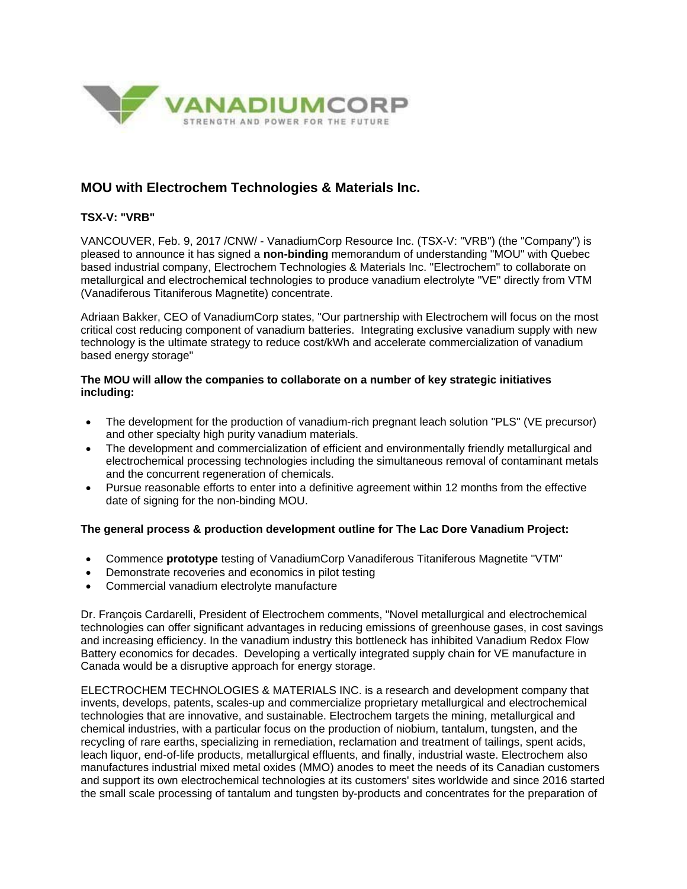VANADIUMCORP

STRENGTH AND POWER FOR THE FUTURE

## MOU with Electrochem Technologies & Materials Inc.

**TSX-V: "VRB"**

VANCOUVER, Feb. 9, 2017 /CNW/ - VanadiumCorp Resource Inc. (TSX-V: "VRB") (the "Company") is pleased to announce it has signed a **non-binding** memorandum of understanding "MOU" with Quebec based industrial company, Electrochem Technologies & Materials Inc. "Electrochem" to collaborate on metallurgical and electrochemical technologies to produce vanadium electrolyte "VE" directly from VTM (Vanadiferous Titaniferous Magnetite) concentrate.

Adriaan Bakker, CEO of VanadiumCorp states, "Our partnership with Electrochem will focus on the most critical cost reducing component of vanadium batteries. Integrating exclusive vanadium supply with new technology is the ultimate strategy to reduce cost/kWh and accelerate commercialization of vanadium based energy storage"

**The MOU will allow the companies to collaborate on a number of key strategic initiatives including:**

- The development for the production of vanadium-rich pregnant leach solution "PLS" (VE precursor) and other specialty high purity vanadium materials.
- The development and commercialization of efficient and environmentally friendly metallurgical and electrochemical processing technologies including the simultaneous removal of contaminant metals and the concurrent regeneration of chemicals.
- Pursue reasonable efforts to enter into a definitive agreement within 12 months from the effective date of signing for the non-binding MOU.

**The general process & production development outline for The Lac Dore Vanadium Project:**

- Commence **prototype** testing of VanadiumCorp Vanadiferous Titaniferous Magnetite "VTM"
- Demonstrate recoveries and economics in pilot testing
- Commercial vanadium electrolyte manufacture

Dr. François Cardarelli, President of Electrochem comments, "Novel metallurgical and electrochemical technologies can offer significant advantages in reducing emissions of greenhouse gases, in cost savings and increasing efficiency. In the vanadium industry this bottleneck has inhibited Vanadium Redox Flow Battery economics for decades. Developing a vertically integrated supply chain for VE manufacture in Canada would be a disruptive approach for energy storage.

ELECTROCHEM TECHNOLOGIES & MATERIALS INC. is a research and development company that invents, develops, patents, scales-up and commercialize proprietary metallurgical and electrochemical technologies that are innovative, and sustainable. Electrochem targets the mining, metallurgical and chemical industries, with a particular focus on the production of niobium, tantalum, tungsten, and the recycling of rare earths, specializing in remediation, reclamation and treatment of tailings, spent acids, leach liquor, end-of-life products, metallurgical effluents, and finally, industrial waste. Electrochem also manufactures industrial mixed metal oxides (MMO) anodes to meet the needs of its Canadian customers and support its own electrochemical technologies at its customers' sites worldwide and since 2016 started the small scale processing of tantalum and tungsten by-products and concentrates for the preparation of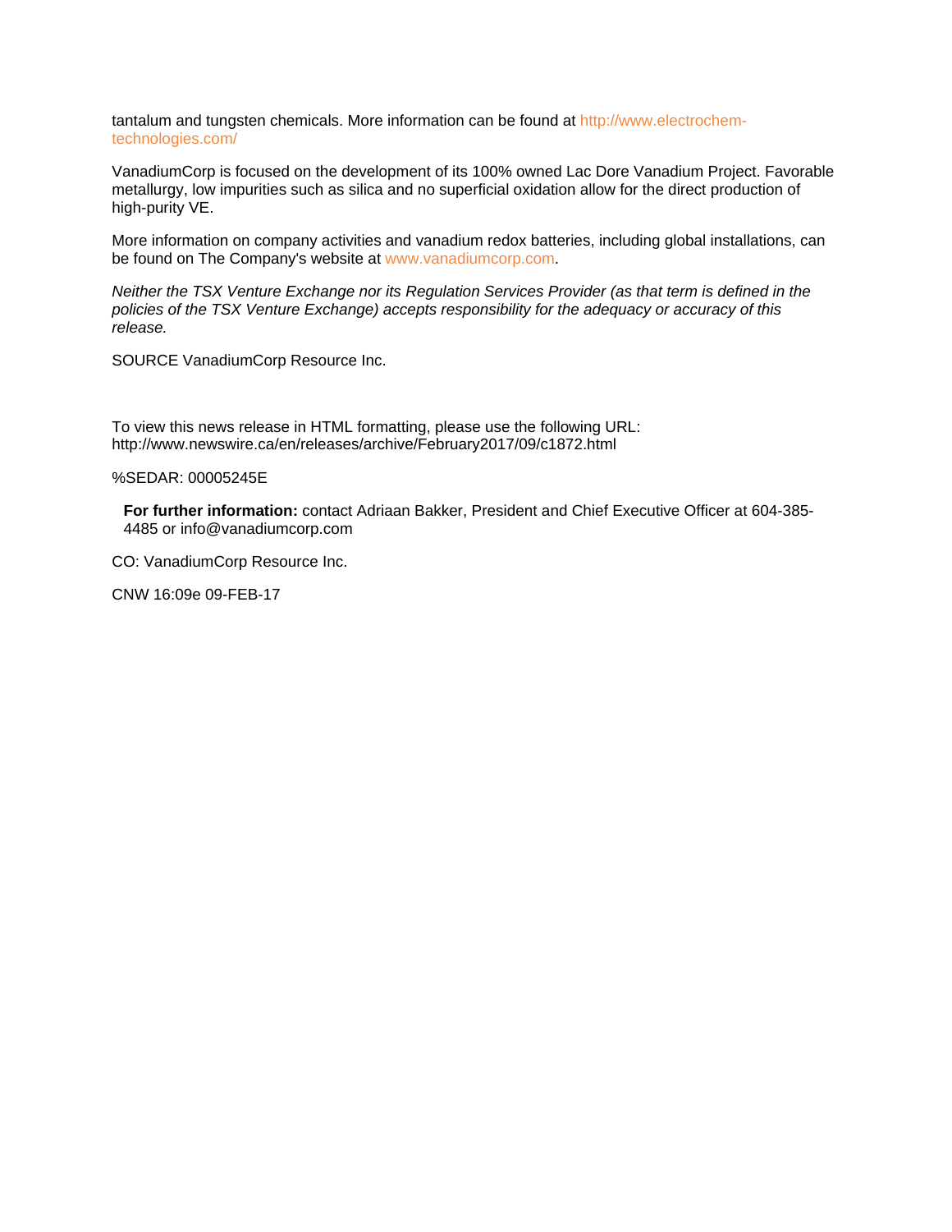tantalum and tungsten chemicals. More information can be found at http://www.electrochem-technologies.com/

VanadiumCorp is focused on the development of its 100% owned Lac Dore Vanadium Project. Favorable metallurgy, low impurities such as silica and no superficial oxidation allow for the direct production of high-purity VE.

More information on company activities and vanadium redox batteries, including global installations, can be found on The Company's website at www.vanadiumcorp.com.

*Neither the TSX Venture Exchange nor its Regulation Services Provider (as that term is defined in the policies of the TSX Venture Exchange) accepts responsibility for the adequacy or accuracy of this release.*

SOURCE VanadiumCorp Resource Inc.

To view this news release in HTML formatting, please use the following URL: http://www.newswire.ca/en/releases/archive/February2017/09/c1872.html

%SEDAR: 00005245E

**For further information:** contact Adriaan Bakker, President and Chief Executive Officer at 604-385-4485 or info@vanadiumcorp.com

CO: VanadiumCorp Resource Inc.

CNW 16:09e 09-FEB-17